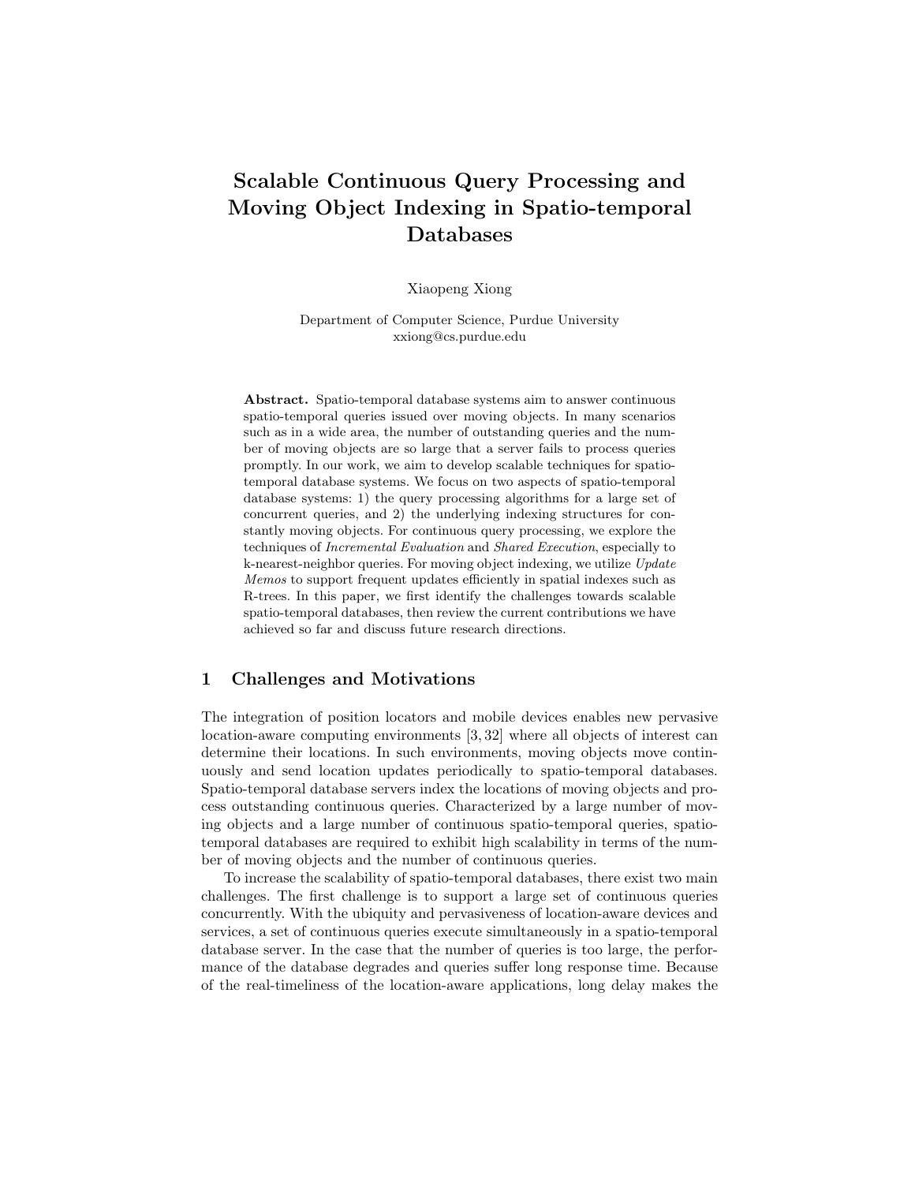# Scalable Continuous Query Processing and Moving Object Indexing in Spatio-temporal Databases

Xiaopeng Xiong

Department of Computer Science, Purdue University
xxiong@cs.purdue.edu

**Abstract.** Spatio-temporal database systems aim to answer continuous spatio-temporal queries issued over moving objects. In many scenarios such as in a wide area, the number of outstanding queries and the number of moving objects are so large that a server fails to process queries promptly. In our work, we aim to develop scalable techniques for spatio-temporal database systems. We focus on two aspects of spatio-temporal database systems: 1) the query processing algorithms for a large set of concurrent queries, and 2) the underlying indexing structures for constantly moving objects. For continuous query processing, we explore the techniques of *Incremental Evaluation* and *Shared Execution*, especially to k-nearest-neighbor queries. For moving object indexing, we utilize *Update Memos* to support frequent updates efficiently in spatial indexes such as R-trees. In this paper, we first identify the challenges towards scalable spatio-temporal databases, then review the current contributions we have achieved so far and discuss future research directions.

## 1 Challenges and Motivations

The integration of position locators and mobile devices enables new pervasive location-aware computing environments [3, 32] where all objects of interest can determine their locations. In such environments, moving objects move continuously and send location updates periodically to spatio-temporal databases. Spatio-temporal database servers index the locations of moving objects and process outstanding continuous queries. Characterized by a large number of moving objects and a large number of continuous spatio-temporal queries, spatio-temporal databases are required to exhibit high scalability in terms of the number of moving objects and the number of continuous queries.

To increase the scalability of spatio-temporal databases, there exist two main challenges. The first challenge is to support a large set of continuous queries concurrently. With the ubiquity and pervasiveness of location-aware devices and services, a set of continuous queries execute simultaneously in a spatio-temporal database server. In the case that the number of queries is too large, the performance of the database degrades and queries suffer long response time. Because of the real-timeliness of the location-aware applications, long delay makes the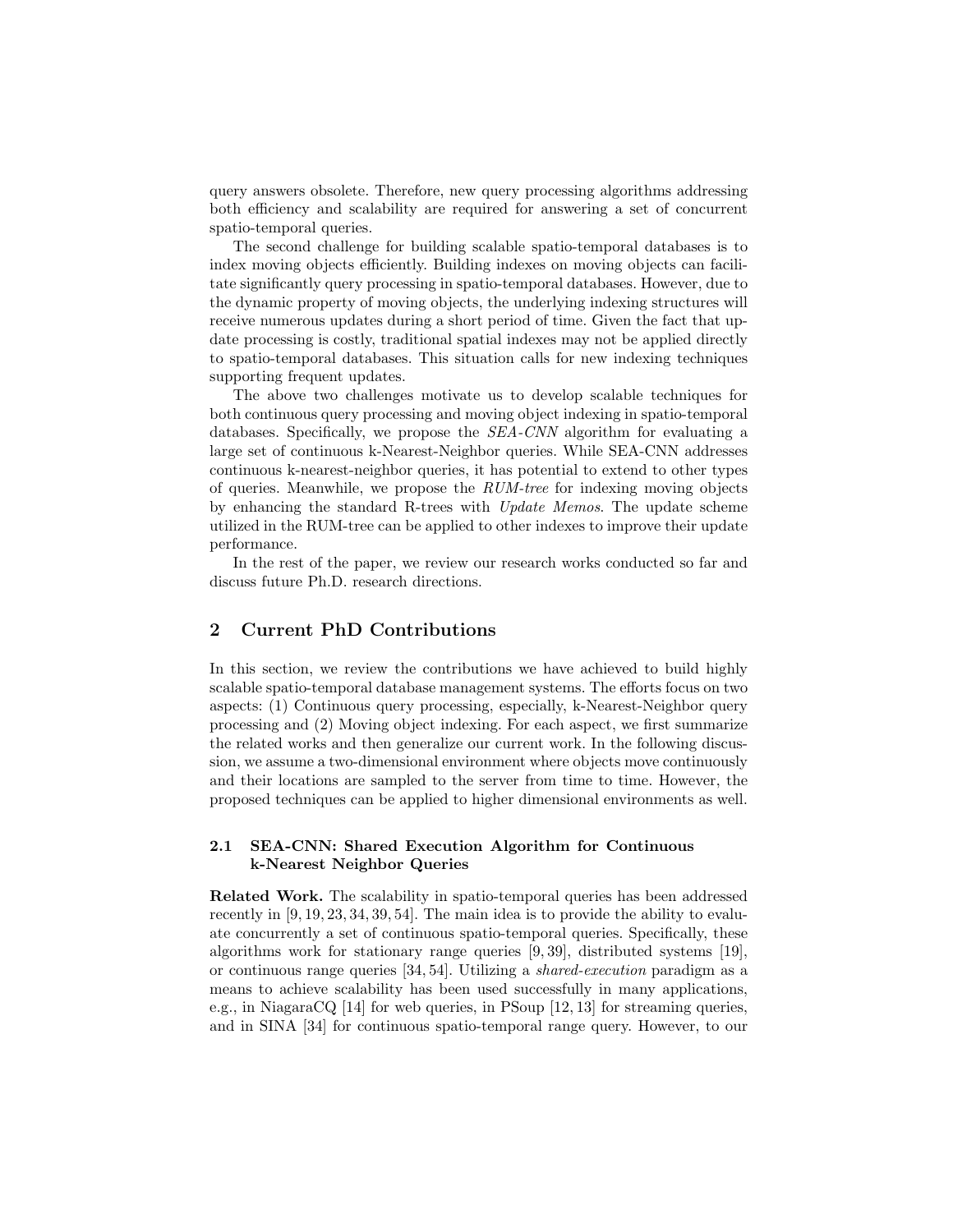query answers obsolete. Therefore, new query processing algorithms addressing both efficiency and scalability are required for answering a set of concurrent spatio-temporal queries.

The second challenge for building scalable spatio-temporal databases is to index moving objects efficiently. Building indexes on moving objects can facilitate significantly query processing in spatio-temporal databases. However, due to the dynamic property of moving objects, the underlying indexing structures will receive numerous updates during a short period of time. Given the fact that update processing is costly, traditional spatial indexes may not be applied directly to spatio-temporal databases. This situation calls for new indexing techniques supporting frequent updates.

The above two challenges motivate us to develop scalable techniques for both continuous query processing and moving object indexing in spatio-temporal databases. Specifically, we propose the *SEA-CNN* algorithm for evaluating a large set of continuous k-Nearest-Neighbor queries. While SEA-CNN addresses continuous k-nearest-neighbor queries, it has potential to extend to other types of queries. Meanwhile, we propose the *RUM-tree* for indexing moving objects by enhancing the standard R-trees with *Update Memos*. The update scheme utilized in the RUM-tree can be applied to other indexes to improve their update performance.

In the rest of the paper, we review our research works conducted so far and discuss future Ph.D. research directions.

## 2 Current PhD Contributions

In this section, we review the contributions we have achieved to build highly scalable spatio-temporal database management systems. The efforts focus on two aspects: (1) Continuous query processing, especially, k-Nearest-Neighbor query processing and (2) Moving object indexing. For each aspect, we first summarize the related works and then generalize our current work. In the following discussion, we assume a two-dimensional environment where objects move continuously and their locations are sampled to the server from time to time. However, the proposed techniques can be applied to higher dimensional environments as well.

### 2.1 SEA-CNN: Shared Execution Algorithm for Continuous k-Nearest Neighbor Queries

**Related Work.** The scalability in spatio-temporal queries has been addressed recently in [9, 19, 23, 34, 39, 54]. The main idea is to provide the ability to evaluate concurrently a set of continuous spatio-temporal queries. Specifically, these algorithms work for stationary range queries [9, 39], distributed systems [19], or continuous range queries [34, 54]. Utilizing a *shared-execution* paradigm as a means to achieve scalability has been used successfully in many applications, e.g., in NiagaraCQ [14] for web queries, in PSoup [12, 13] for streaming queries, and in SINA [34] for continuous spatio-temporal range query. However, to our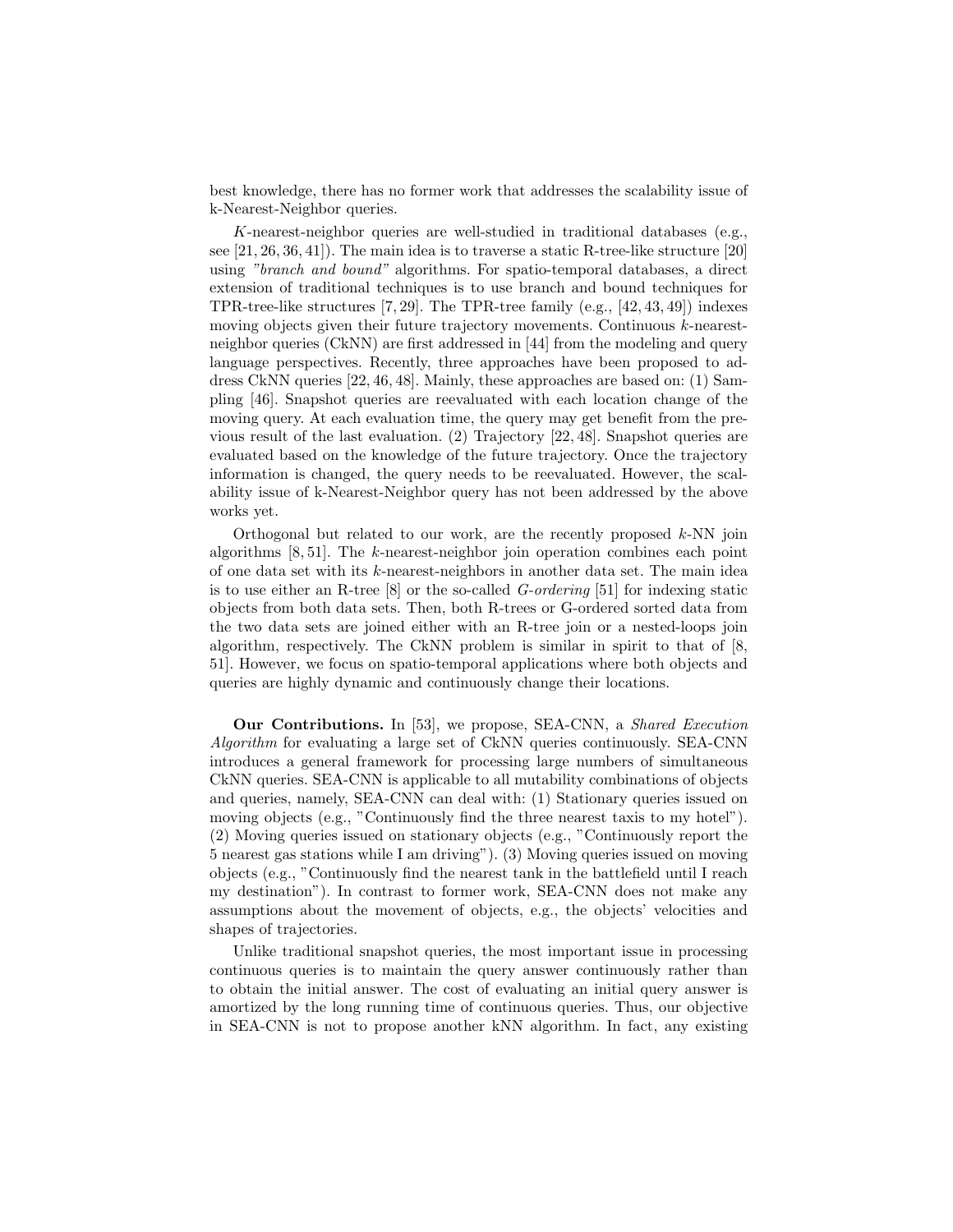best knowledge, there has no former work that addresses the scalability issue of k-Nearest-Neighbor queries.

$K$-nearest-neighbor queries are well-studied in traditional databases (e.g., see [21, 26, 36, 41]). The main idea is to traverse a static R-tree-like structure [20] using *"branch and bound"* algorithms. For spatio-temporal databases, a direct extension of traditional techniques is to use branch and bound techniques for TPR-tree-like structures [7, 29]. The TPR-tree family (e.g., [42, 43, 49]) indexes moving objects given their future trajectory movements. Continuous $k$-nearest-neighbor queries (CkNN) are first addressed in [44] from the modeling and query language perspectives. Recently, three approaches have been proposed to address CkNN queries [22, 46, 48]. Mainly, these approaches are based on: (1) Sampling [46]. Snapshot queries are reevaluated with each location change of the moving query. At each evaluation time, the query may get benefit from the previous result of the last evaluation. (2) Trajectory [22, 48]. Snapshot queries are evaluated based on the knowledge of the future trajectory. Once the trajectory information is changed, the query needs to be reevaluated. However, the scalability issue of k-Nearest-Neighbor query has not been addressed by the above works yet.

Orthogonal but related to our work, are the recently proposed $k$-NN join algorithms [8, 51]. The $k$-nearest-neighbor join operation combines each point of one data set with its $k$-nearest-neighbors in another data set. The main idea is to use either an R-tree [8] or the so-called *G-ordering* [51] for indexing static objects from both data sets. Then, both R-trees or G-ordered sorted data from the two data sets are joined either with an R-tree join or a nested-loops join algorithm, respectively. The CkNN problem is similar in spirit to that of [8, 51]. However, we focus on spatio-temporal applications where both objects and queries are highly dynamic and continuously change their locations.

**Our Contributions.** In [53], we propose, SEA-CNN, a *Shared Execution Algorithm* for evaluating a large set of CkNN queries continuously. SEA-CNN introduces a general framework for processing large numbers of simultaneous CkNN queries. SEA-CNN is applicable to all mutability combinations of objects and queries, namely, SEA-CNN can deal with: (1) Stationary queries issued on moving objects (e.g., "Continuously find the three nearest taxis to my hotel"). (2) Moving queries issued on stationary objects (e.g., "Continuously report the 5 nearest gas stations while I am driving"). (3) Moving queries issued on moving objects (e.g., "Continuously find the nearest tank in the battlefield until I reach my destination"). In contrast to former work, SEA-CNN does not make any assumptions about the movement of objects, e.g., the objects' velocities and shapes of trajectories.

Unlike traditional snapshot queries, the most important issue in processing continuous queries is to maintain the query answer continuously rather than to obtain the initial answer. The cost of evaluating an initial query answer is amortized by the long running time of continuous queries. Thus, our objective in SEA-CNN is not to propose another kNN algorithm. In fact, any existing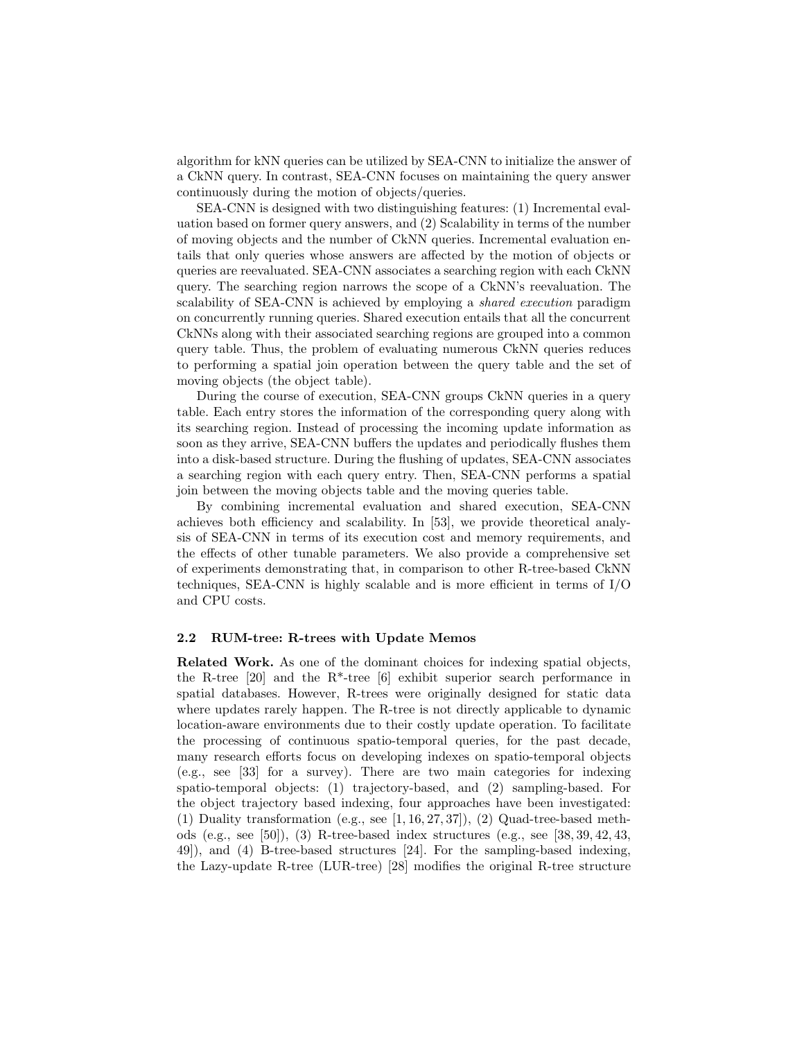algorithm for kNN queries can be utilized by SEA-CNN to initialize the answer of a CkNN query. In contrast, SEA-CNN focuses on maintaining the query answer continuously during the motion of objects/queries.

SEA-CNN is designed with two distinguishing features: (1) Incremental evaluation based on former query answers, and (2) Scalability in terms of the number of moving objects and the number of CkNN queries. Incremental evaluation entails that only queries whose answers are affected by the motion of objects or queries are reevaluated. SEA-CNN associates a searching region with each CkNN query. The searching region narrows the scope of a CkNN's reevaluation. The scalability of SEA-CNN is achieved by employing a *shared execution* paradigm on concurrently running queries. Shared execution entails that all the concurrent CkNNs along with their associated searching regions are grouped into a common query table. Thus, the problem of evaluating numerous CkNN queries reduces to performing a spatial join operation between the query table and the set of moving objects (the object table).

During the course of execution, SEA-CNN groups CkNN queries in a query table. Each entry stores the information of the corresponding query along with its searching region. Instead of processing the incoming update information as soon as they arrive, SEA-CNN buffers the updates and periodically flushes them into a disk-based structure. During the flushing of updates, SEA-CNN associates a searching region with each query entry. Then, SEA-CNN performs a spatial join between the moving objects table and the moving queries table.

By combining incremental evaluation and shared execution, SEA-CNN achieves both efficiency and scalability. In [53], we provide theoretical analysis of SEA-CNN in terms of its execution cost and memory requirements, and the effects of other tunable parameters. We also provide a comprehensive set of experiments demonstrating that, in comparison to other R-tree-based CkNN techniques, SEA-CNN is highly scalable and is more efficient in terms of I/O and CPU costs.

### 2.2 RUM-tree: R-trees with Update Memos

**Related Work.** As one of the dominant choices for indexing spatial objects, the R-tree [20] and the R*-tree [6] exhibit superior search performance in spatial databases. However, R-trees were originally designed for static data where updates rarely happen. The R-tree is not directly applicable to dynamic location-aware environments due to their costly update operation. To facilitate the processing of continuous spatio-temporal queries, for the past decade, many research efforts focus on developing indexes on spatio-temporal objects (e.g., see [33] for a survey). There are two main categories for indexing spatio-temporal objects: (1) trajectory-based, and (2) sampling-based. For the object trajectory based indexing, four approaches have been investigated: (1) Duality transformation (e.g., see [1, 16, 27, 37]), (2) Quad-tree-based methods (e.g., see [50]), (3) R-tree-based index structures (e.g., see [38, 39, 42, 43, 49]), and (4) B-tree-based structures [24]. For the sampling-based indexing, the Lazy-update R-tree (LUR-tree) [28] modifies the original R-tree structure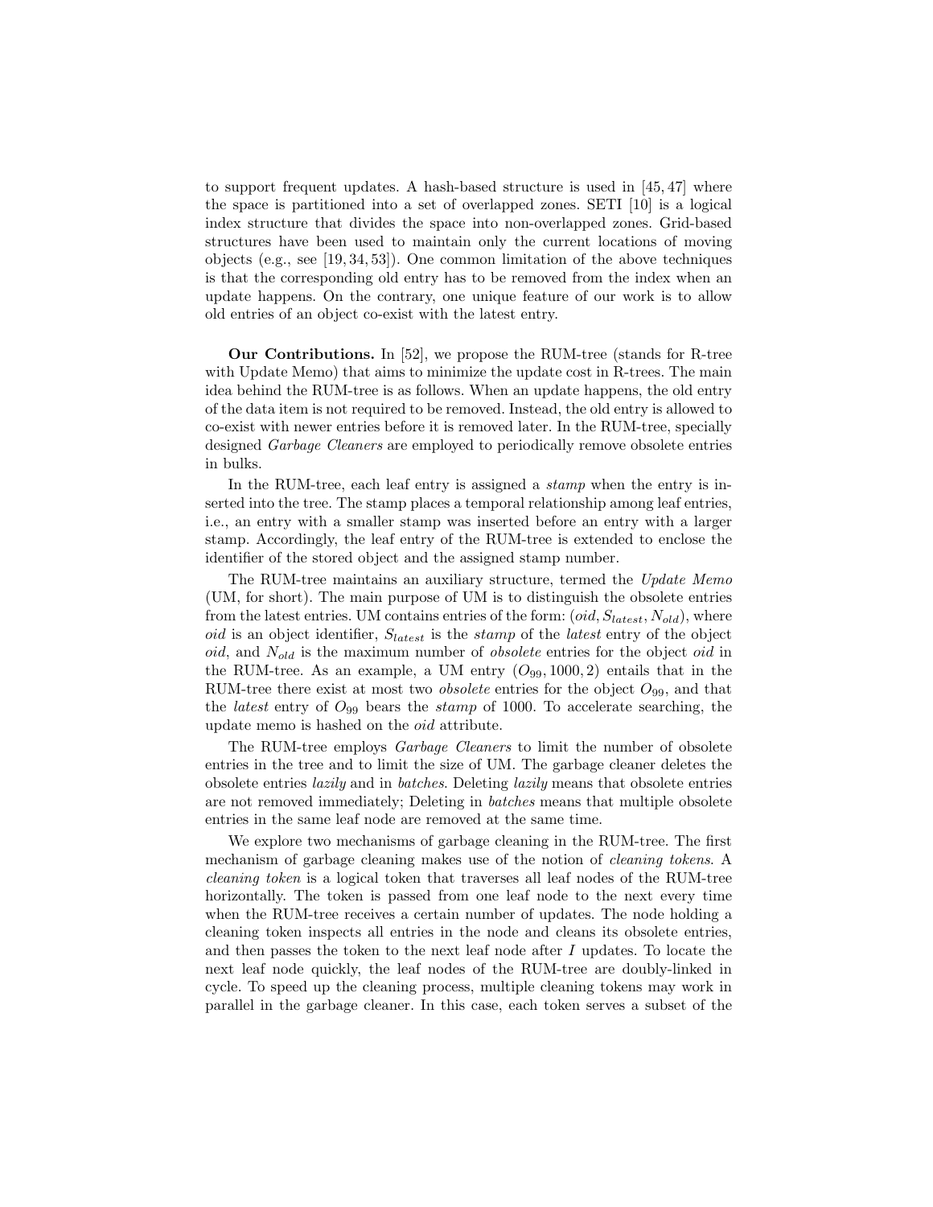to support frequent updates. A hash-based structure is used in [45, 47] where the space is partitioned into a set of overlapped zones. SETI [10] is a logical index structure that divides the space into non-overlapped zones. Grid-based structures have been used to maintain only the current locations of moving objects (e.g., see [19, 34, 53]). One common limitation of the above techniques is that the corresponding old entry has to be removed from the index when an update happens. On the contrary, one unique feature of our work is to allow old entries of an object co-exist with the latest entry.

**Our Contributions.** In [52], we propose the RUM-tree (stands for R-tree with Update Memo) that aims to minimize the update cost in R-trees. The main idea behind the RUM-tree is as follows. When an update happens, the old entry of the data item is not required to be removed. Instead, the old entry is allowed to co-exist with newer entries before it is removed later. In the RUM-tree, specially designed *Garbage Cleaners* are employed to periodically remove obsolete entries in bulks.

In the RUM-tree, each leaf entry is assigned a *stamp* when the entry is inserted into the tree. The stamp places a temporal relationship among leaf entries, i.e., an entry with a smaller stamp was inserted before an entry with a larger stamp. Accordingly, the leaf entry of the RUM-tree is extended to enclose the identifier of the stored object and the assigned stamp number.

The RUM-tree maintains an auxiliary structure, termed the *Update Memo* (UM, for short). The main purpose of UM is to distinguish the obsolete entries from the latest entries. UM contains entries of the form: $(oid, S_{latest}, N_{old})$, where *oid* is an object identifier, $S_{latest}$ is the *stamp* of the *latest* entry of the object *oid*, and $N_{old}$ is the maximum number of *obsolete* entries for the object *oid* in the RUM-tree. As an example, a UM entry $(O_{99}, 1000, 2)$ entails that in the RUM-tree there exist at most two *obsolete* entries for the object $O_{99}$, and that the *latest* entry of $O_{99}$ bears the *stamp* of 1000. To accelerate searching, the update memo is hashed on the *oid* attribute.

The RUM-tree employs *Garbage Cleaners* to limit the number of obsolete entries in the tree and to limit the size of UM. The garbage cleaner deletes the obsolete entries *lazily* and in *batches*. Deleting *lazily* means that obsolete entries are not removed immediately; Deleting in *batches* means that multiple obsolete entries in the same leaf node are removed at the same time.

We explore two mechanisms of garbage cleaning in the RUM-tree. The first mechanism of garbage cleaning makes use of the notion of *cleaning tokens*. A *cleaning token* is a logical token that traverses all leaf nodes of the RUM-tree horizontally. The token is passed from one leaf node to the next every time when the RUM-tree receives a certain number of updates. The node holding a cleaning token inspects all entries in the node and cleans its obsolete entries, and then passes the token to the next leaf node after $I$ updates. To locate the next leaf node quickly, the leaf nodes of the RUM-tree are doubly-linked in cycle. To speed up the cleaning process, multiple cleaning tokens may work in parallel in the garbage cleaner. In this case, each token serves a subset of the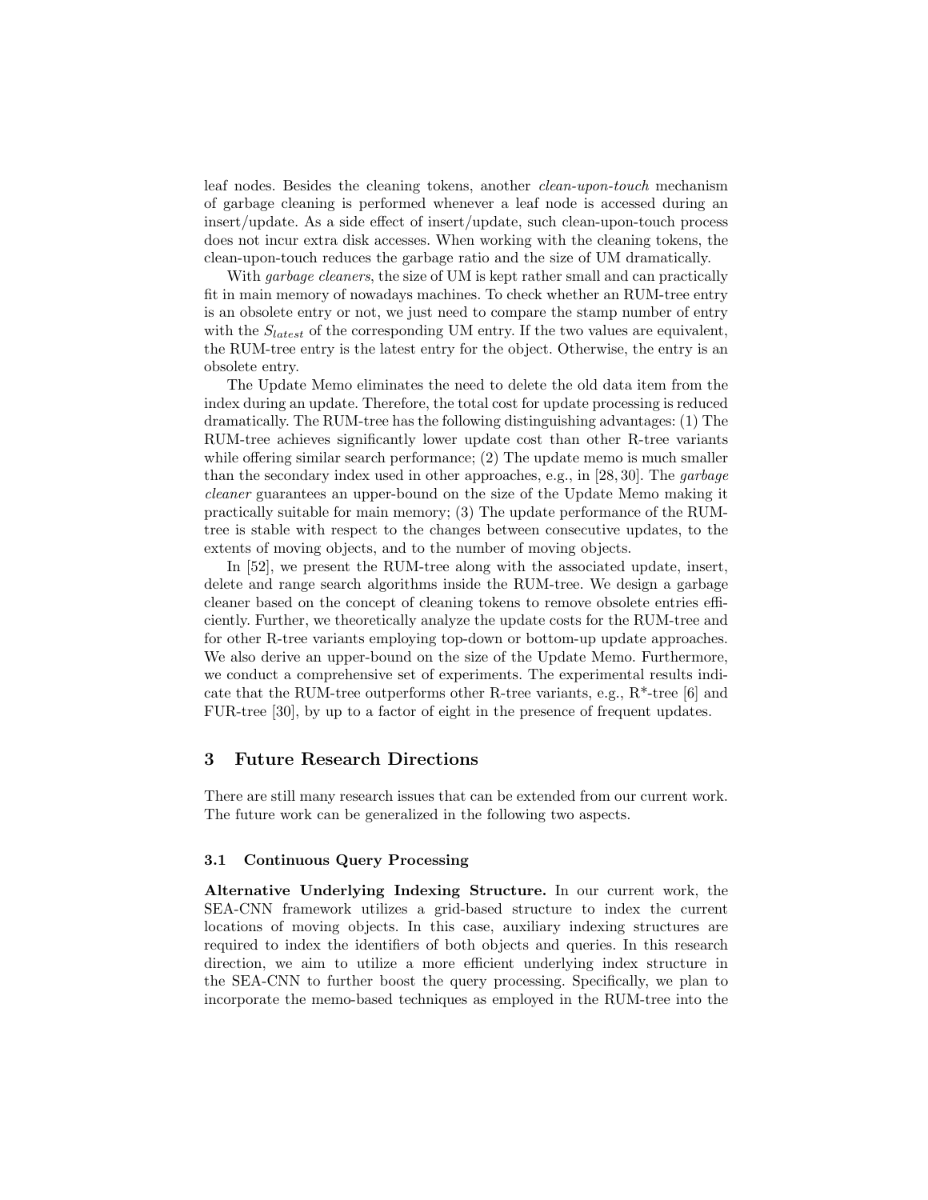leaf nodes. Besides the cleaning tokens, another *clean-upon-touch* mechanism of garbage cleaning is performed whenever a leaf node is accessed during an insert/update. As a side effect of insert/update, such clean-upon-touch process does not incur extra disk accesses. When working with the cleaning tokens, the clean-upon-touch reduces the garbage ratio and the size of UM dramatically.

With *garbage cleaners*, the size of UM is kept rather small and can practically fit in main memory of nowadays machines. To check whether an RUM-tree entry is an obsolete entry or not, we just need to compare the stamp number of entry with the $S_{latest}$ of the corresponding UM entry. If the two values are equivalent, the RUM-tree entry is the latest entry for the object. Otherwise, the entry is an obsolete entry.

The Update Memo eliminates the need to delete the old data item from the index during an update. Therefore, the total cost for update processing is reduced dramatically. The RUM-tree has the following distinguishing advantages: (1) The RUM-tree achieves significantly lower update cost than other R-tree variants while offering similar search performance; (2) The update memo is much smaller than the secondary index used in other approaches, e.g., in [28, 30]. The *garbage cleaner* guarantees an upper-bound on the size of the Update Memo making it practically suitable for main memory; (3) The update performance of the RUM-tree is stable with respect to the changes between consecutive updates, to the extents of moving objects, and to the number of moving objects.

In [52], we present the RUM-tree along with the associated update, insert, delete and range search algorithms inside the RUM-tree. We design a garbage cleaner based on the concept of cleaning tokens to remove obsolete entries efficiently. Further, we theoretically analyze the update costs for the RUM-tree and for other R-tree variants employing top-down or bottom-up update approaches. We also derive an upper-bound on the size of the Update Memo. Furthermore, we conduct a comprehensive set of experiments. The experimental results indicate that the RUM-tree outperforms other R-tree variants, e.g., R*-tree [6] and FUR-tree [30], by up to a factor of eight in the presence of frequent updates.

## 3 Future Research Directions

There are still many research issues that can be extended from our current work. The future work can be generalized in the following two aspects.

### 3.1 Continuous Query Processing

**Alternative Underlying Indexing Structure.** In our current work, the SEA-CNN framework utilizes a grid-based structure to index the current locations of moving objects. In this case, auxiliary indexing structures are required to index the identifiers of both objects and queries. In this research direction, we aim to utilize a more efficient underlying index structure in the SEA-CNN to further boost the query processing. Specifically, we plan to incorporate the memo-based techniques as employed in the RUM-tree into the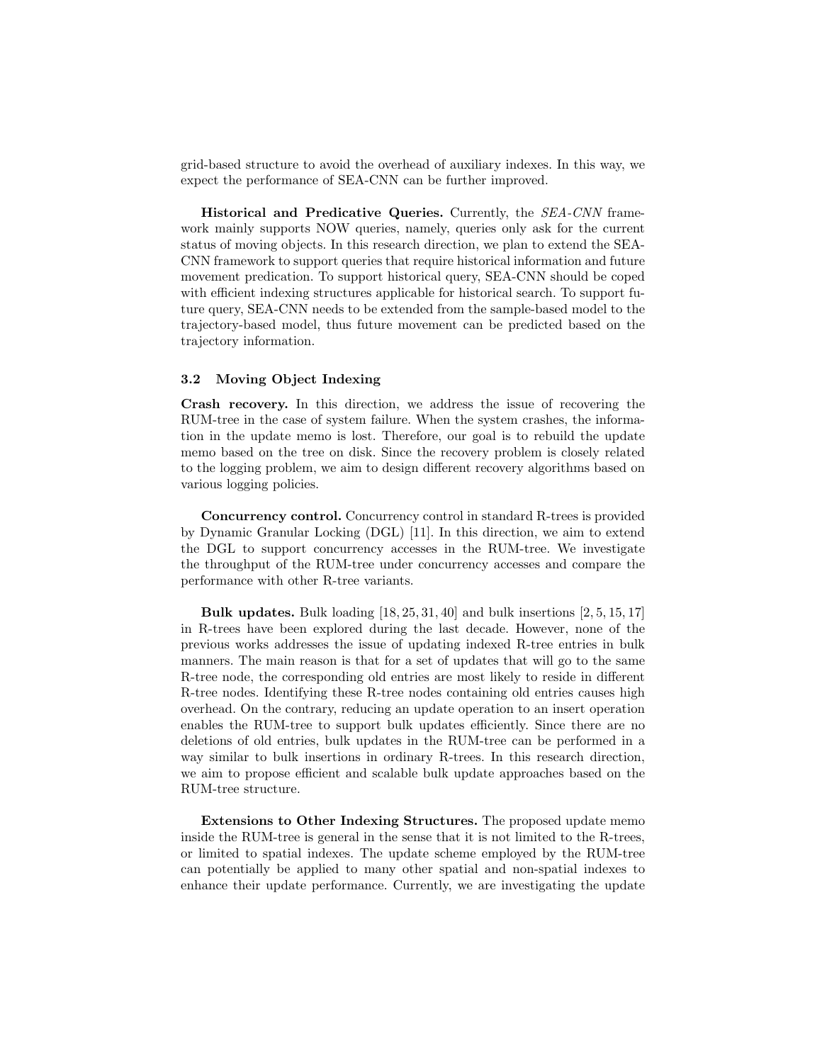grid-based structure to avoid the overhead of auxiliary indexes. In this way, we expect the performance of SEA-CNN can be further improved.

**Historical and Predicative Queries.** Currently, the *SEA-CNN* framework mainly supports NOW queries, namely, queries only ask for the current status of moving objects. In this research direction, we plan to extend the SEA-CNN framework to support queries that require historical information and future movement predication. To support historical query, SEA-CNN should be coped with efficient indexing structures applicable for historical search. To support future query, SEA-CNN needs to be extended from the sample-based model to the trajectory-based model, thus future movement can be predicted based on the trajectory information.

### 3.2 Moving Object Indexing

**Crash recovery.** In this direction, we address the issue of recovering the RUM-tree in the case of system failure. When the system crashes, the information in the update memo is lost. Therefore, our goal is to rebuild the update memo based on the tree on disk. Since the recovery problem is closely related to the logging problem, we aim to design different recovery algorithms based on various logging policies.

**Concurrency control.** Concurrency control in standard R-trees is provided by Dynamic Granular Locking (DGL) [11]. In this direction, we aim to extend the DGL to support concurrency accesses in the RUM-tree. We investigate the throughput of the RUM-tree under concurrency accesses and compare the performance with other R-tree variants.

**Bulk updates.** Bulk loading [18, 25, 31, 40] and bulk insertions [2, 5, 15, 17] in R-trees have been explored during the last decade. However, none of the previous works addresses the issue of updating indexed R-tree entries in bulk manners. The main reason is that for a set of updates that will go to the same R-tree node, the corresponding old entries are most likely to reside in different R-tree nodes. Identifying these R-tree nodes containing old entries causes high overhead. On the contrary, reducing an update operation to an insert operation enables the RUM-tree to support bulk updates efficiently. Since there are no deletions of old entries, bulk updates in the RUM-tree can be performed in a way similar to bulk insertions in ordinary R-trees. In this research direction, we aim to propose efficient and scalable bulk update approaches based on the RUM-tree structure.

**Extensions to Other Indexing Structures.** The proposed update memo inside the RUM-tree is general in the sense that it is not limited to the R-trees, or limited to spatial indexes. The update scheme employed by the RUM-tree can potentially be applied to many other spatial and non-spatial indexes to enhance their update performance. Currently, we are investigating the update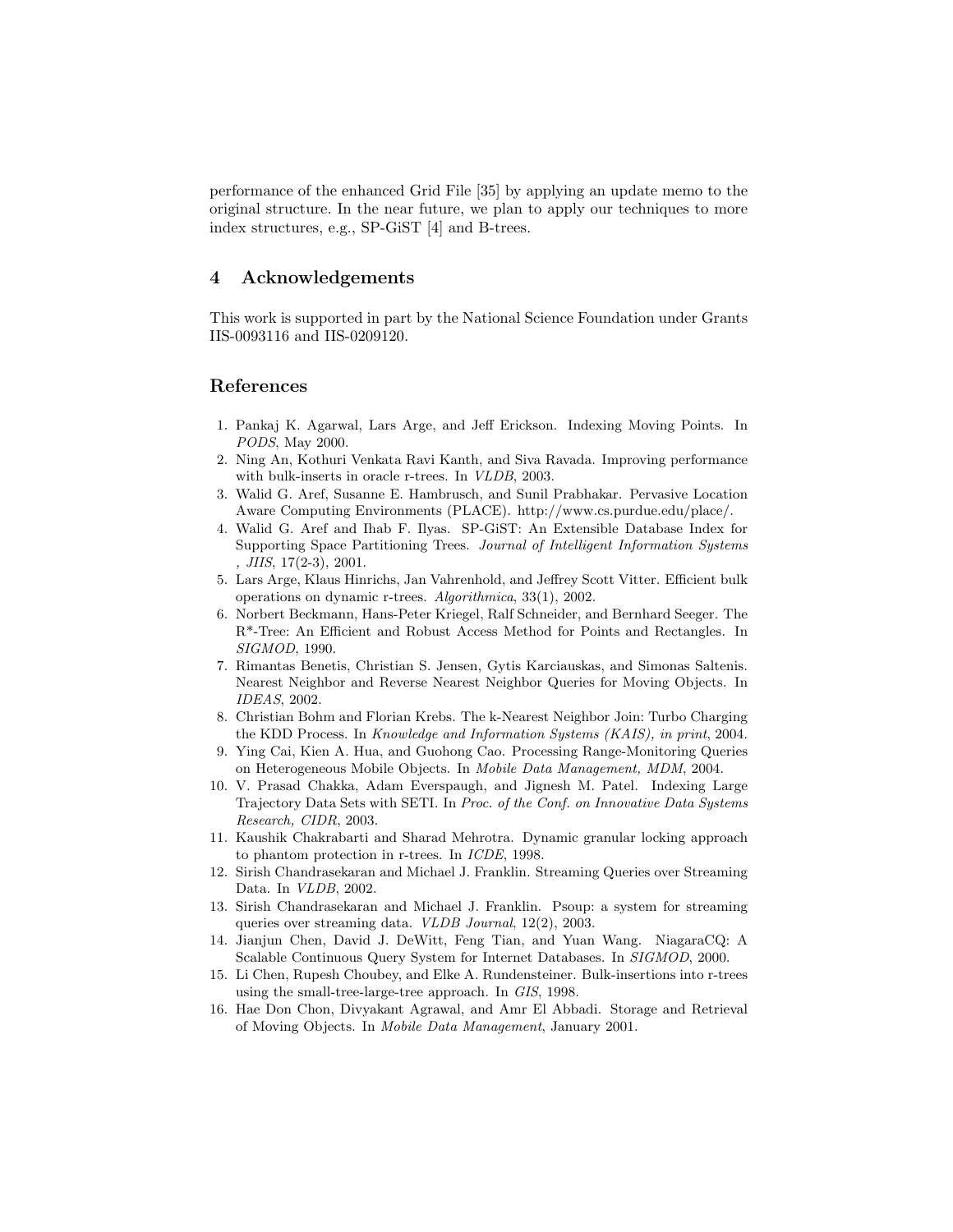performance of the enhanced Grid File [35] by applying an update memo to the original structure. In the near future, we plan to apply our techniques to more index structures, e.g., SP-GiST [4] and B-trees.

## 4 Acknowledgements

This work is supported in part by the National Science Foundation under Grants IIS-0093116 and IIS-0209120.

## References

1. Pankaj K. Agarwal, Lars Arge, and Jeff Erickson. Indexing Moving Points. In *PODS*, May 2000.
2. Ning An, Kothuri Venkata Ravi Kanth, and Siva Ravada. Improving performance with bulk-inserts in oracle r-trees. In *VLDB*, 2003.
3. Walid G. Aref, Susanne E. Hambrusch, and Sunil Prabhakar. Pervasive Location Aware Computing Environments (PLACE). http://www.cs.purdue.edu/place/.
4. Walid G. Aref and Ihab F. Ilyas. SP-GiST: An Extensible Database Index for Supporting Space Partitioning Trees. *Journal of Intelligent Information Systems , JIIS*, 17(2-3), 2001.
5. Lars Arge, Klaus Hinrichs, Jan Vahrenhold, and Jeffrey Scott Vitter. Efficient bulk operations on dynamic r-trees. *Algorithmica*, 33(1), 2002.
6. Norbert Beckmann, Hans-Peter Kriegel, Ralf Schneider, and Bernhard Seeger. The R*-Tree: An Efficient and Robust Access Method for Points and Rectangles. In *SIGMOD*, 1990.
7. Rimantas Benetis, Christian S. Jensen, Gytis Karciauskas, and Simonas Saltenis. Nearest Neighbor and Reverse Nearest Neighbor Queries for Moving Objects. In *IDEAS*, 2002.
8. Christian Bohm and Florian Krebs. The k-Nearest Neighbor Join: Turbo Charging the KDD Process. In *Knowledge and Information Systems (KAIS), in print*, 2004.
9. Ying Cai, Kien A. Hua, and Guohong Cao. Processing Range-Monitoring Queries on Heterogeneous Mobile Objects. In *Mobile Data Management, MDM*, 2004.
10. V. Prasad Chakka, Adam Everspaugh, and Jignesh M. Patel. Indexing Large Trajectory Data Sets with SETI. In *Proc. of the Conf. on Innovative Data Systems Research, CIDR*, 2003.
11. Kaushik Chakrabarti and Sharad Mehrotra. Dynamic granular locking approach to phantom protection in r-trees. In *ICDE*, 1998.
12. Sirish Chandrasekaran and Michael J. Franklin. Streaming Queries over Streaming Data. In *VLDB*, 2002.
13. Sirish Chandrasekaran and Michael J. Franklin. Psoup: a system for streaming queries over streaming data. *VLDB Journal*, 12(2), 2003.
14. Jianjun Chen, David J. DeWitt, Feng Tian, and Yuan Wang. NiagaraCQ: A Scalable Continuous Query System for Internet Databases. In *SIGMOD*, 2000.
15. Li Chen, Rupesh Choubey, and Elke A. Rundensteiner. Bulk-insertions into r-trees using the small-tree-large-tree approach. In *GIS*, 1998.
16. Hae Don Chon, Divyakant Agrawal, and Amr El Abbadi. Storage and Retrieval of Moving Objects. In *Mobile Data Management*, January 2001.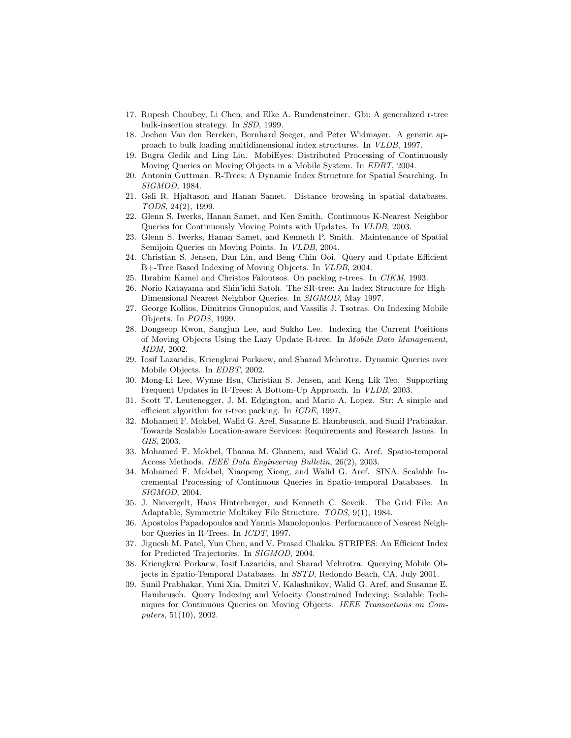17. Rupesh Choubey, Li Chen, and Elke A. Rundensteiner. Gbi: A generalized r-tree bulk-insertion strategy. In *SSD*, 1999.
18. Jochen Van den Bercken, Bernhard Seeger, and Peter Widmayer. A generic approach to bulk loading multidimensional index structures. In *VLDB*, 1997.
19. Bugra Gedik and Ling Liu. MobiEyes: Distributed Processing of Continuously Moving Queries on Moving Objects in a Mobile System. In *EDBT*, 2004.
20. Antonin Guttman. R-Trees: A Dynamic Index Structure for Spatial Searching. In *SIGMOD*, 1984.
21. Gsli R. Hjaltason and Hanan Samet. Distance browsing in spatial databases. *TODS*, 24(2), 1999.
22. Glenn S. Iwerks, Hanan Samet, and Ken Smith. Continuous K-Nearest Neighbor Queries for Continuously Moving Points with Updates. In *VLDB*, 2003.
23. Glenn S. Iwerks, Hanan Samet, and Kenneth P. Smith. Maintenance of Spatial Semijoin Queries on Moving Points. In *VLDB*, 2004.
24. Christian S. Jensen, Dan Lin, and Beng Chin Ooi. Query and Update Efficient B+-Tree Based Indexing of Moving Objects. In *VLDB*, 2004.
25. Ibrahim Kamel and Christos Faloutsos. On packing r-trees. In *CIKM*, 1993.
26. Norio Katayama and Shin'ichi Satoh. The SR-tree: An Index Structure for High-Dimensional Nearest Neighbor Queries. In *SIGMOD*, May 1997.
27. George Kollios, Dimitrios Gunopulos, and Vassilis J. Tsotras. On Indexing Mobile Objects. In *PODS*, 1999.
28. Dongseop Kwon, Sangjun Lee, and Sukho Lee. Indexing the Current Positions of Moving Objects Using the Lazy Update R-tree. In *Mobile Data Management, MDM*, 2002.
29. Iosif Lazaridis, Kriengkrai Porkaew, and Sharad Mehrotra. Dynamic Queries over Mobile Objects. In *EDBT*, 2002.
30. Mong-Li Lee, Wynne Hsu, Christian S. Jensen, and Keng Lik Teo. Supporting Frequent Updates in R-Trees: A Bottom-Up Approach. In *VLDB*, 2003.
31. Scott T. Leutenegger, J. M. Edgington, and Mario A. Lopez. Str: A simple and efficient algorithm for r-tree packing. In *ICDE*, 1997.
32. Mohamed F. Mokbel, Walid G. Aref, Susanne E. Hambrusch, and Sunil Prabhakar. Towards Scalable Location-aware Services: Requirements and Research Issues. In *GIS*, 2003.
33. Mohamed F. Mokbel, Thanaa M. Ghanem, and Walid G. Aref. Spatio-temporal Access Methods. *IEEE Data Engineering Bulletin*, 26(2), 2003.
34. Mohamed F. Mokbel, Xiaopeng Xiong, and Walid G. Aref. SINA: Scalable Incremental Processing of Continuous Queries in Spatio-temporal Databases. In *SIGMOD*, 2004.
35. J. Nievergelt, Hans Hinterberger, and Kenneth C. Sevcik. The Grid File: An Adaptable, Symmetric Multikey File Structure. *TODS*, 9(1), 1984.
36. Apostolos Papadopoulos and Yannis Manolopoulos. Performance of Nearest Neighbor Queries in R-Trees. In *ICDT*, 1997.
37. Jignesh M. Patel, Yun Chen, and V. Prasad Chakka. STRIPES: An Efficient Index for Predicted Trajectories. In *SIGMOD*, 2004.
38. Kriengkrai Porkaew, Iosif Lazaridis, and Sharad Mehrotra. Querying Mobile Objects in Spatio-Temporal Databases. In *SSTD*, Redondo Beach, CA, July 2001.
39. Sunil Prabhakar, Yuni Xia, Dmitri V. Kalashnikov, Walid G. Aref, and Susanne E. Hambrusch. Query Indexing and Velocity Constrained Indexing: Scalable Techniques for Continuous Queries on Moving Objects. *IEEE Transactions on Computers*, 51(10), 2002.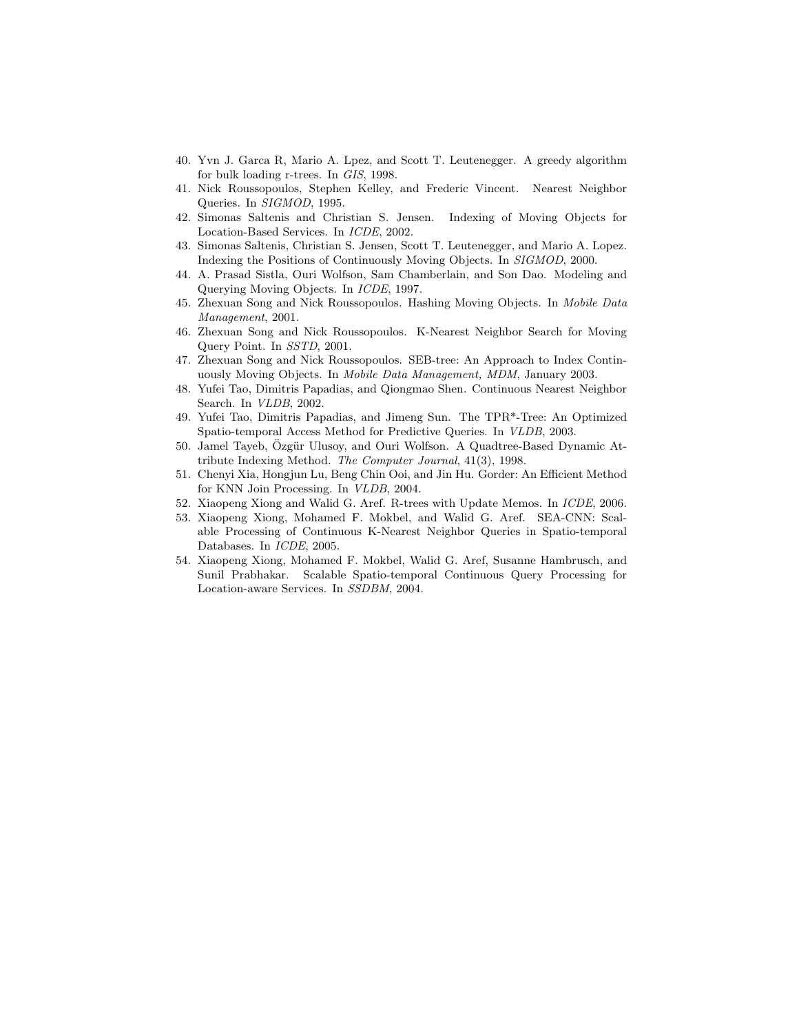40. Yvn J. Garca R, Mario A. Lpez, and Scott T. Leutenegger. A greedy algorithm for bulk loading r-trees. In *GIS*, 1998.
41. Nick Roussopoulos, Stephen Kelley, and Frederic Vincent. Nearest Neighbor Queries. In *SIGMOD*, 1995.
42. Simonas Saltenis and Christian S. Jensen. Indexing of Moving Objects for Location-Based Services. In *ICDE*, 2002.
43. Simonas Saltenis, Christian S. Jensen, Scott T. Leutenegger, and Mario A. Lopez. Indexing the Positions of Continuously Moving Objects. In *SIGMOD*, 2000.
44. A. Prasad Sistla, Ouri Wolfson, Sam Chamberlain, and Son Dao. Modeling and Querying Moving Objects. In *ICDE*, 1997.
45. Zhexuan Song and Nick Roussopoulos. Hashing Moving Objects. In *Mobile Data Management*, 2001.
46. Zhexuan Song and Nick Roussopoulos. K-Nearest Neighbor Search for Moving Query Point. In *SSTD*, 2001.
47. Zhexuan Song and Nick Roussopoulos. SEB-tree: An Approach to Index Continuously Moving Objects. In *Mobile Data Management, MDM*, January 2003.
48. Yufei Tao, Dimitris Papadias, and Qiongmao Shen. Continuous Nearest Neighbor Search. In *VLDB*, 2002.
49. Yufei Tao, Dimitris Papadias, and Jimeng Sun. The TPR*-Tree: An Optimized Spatio-temporal Access Method for Predictive Queries. In *VLDB*, 2003.
50. Jamel Tayeb, Özgür Ulusoy, and Ouri Wolfson. A Quadtree-Based Dynamic Attribute Indexing Method. *The Computer Journal*, 41(3), 1998.
51. Chenyi Xia, Hongjun Lu, Beng Chin Ooi, and Jin Hu. Gorder: An Efficient Method for KNN Join Processing. In *VLDB*, 2004.
52. Xiaopeng Xiong and Walid G. Aref. R-trees with Update Memos. In *ICDE*, 2006.
53. Xiaopeng Xiong, Mohamed F. Mokbel, and Walid G. Aref. SEA-CNN: Scalable Processing of Continuous K-Nearest Neighbor Queries in Spatio-temporal Databases. In *ICDE*, 2005.
54. Xiaopeng Xiong, Mohamed F. Mokbel, Walid G. Aref, Susanne Hambrusch, and Sunil Prabhakar. Scalable Spatio-temporal Continuous Query Processing for Location-aware Services. In *SSDBM*, 2004.